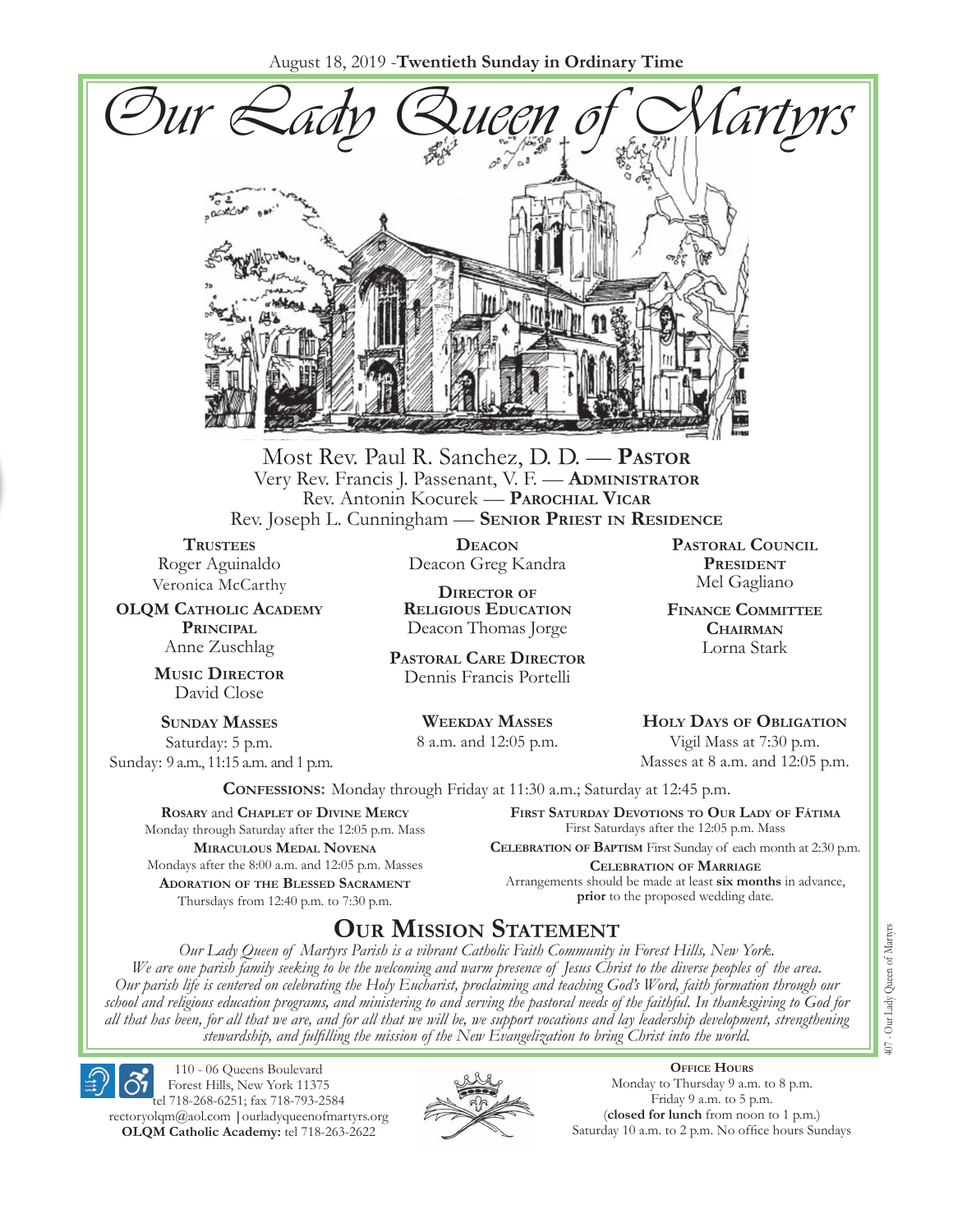August 18, 2019 - **Twentieth Sunday in Ordinary Time**

# Our Lady Queen of Martyrs

Most Rev. Paul R. Sanchez, D. D. — **Pastor**
Very Rev. Francis J. Passenant, V. F. — **Administrator**
Rev. Antonin Kocurek — **Parochial Vicar**
Rev. Joseph L. Cunningham — **Senior Priest in Residence**

**Trustees**
Roger Aguinaldo
Veronica McCarthy

**OLQM Catholic Academy Principal**
Anne Zuschlag

**Music Director**
David Close

**Deacon**
Deacon Greg Kandra

**Director of Religious Education**
Deacon Thomas Jorge

**Pastoral Care Director**
Dennis Francis Portelli

**Pastoral Council President**
Mel Gagliano

**Finance Committee Chairman**
Lorna Stark

**Sunday Masses**
Saturday: 5 p.m.
Sunday: 9 a.m., 11:15 a.m. and 1 p.m.

**Weekday Masses**
8 a.m. and 12:05 p.m.

**Holy Days of Obligation**
Vigil Mass at 7:30 p.m.
Masses at 8 a.m. and 12:05 p.m.

**Confessions:** Monday through Friday at 11:30 a.m.; Saturday at 12:45 p.m.

**Rosary** and **Chaplet of Divine Mercy**
Monday through Saturday after the 12:05 p.m. Mass

**Miraculous Medal Novena**
Mondays after the 8:00 a.m. and 12:05 p.m. Masses

**Adoration of the Blessed Sacrament**
Thursdays from 12:40 p.m. to 7:30 p.m.

**First Saturday Devotions to Our Lady of Fátima**
First Saturdays after the 12:05 p.m. Mass

**Celebration of Baptism** First Sunday of each month at 2:30 p.m.

**Celebration of Marriage**
Arrangements should be made at least **six months** in advance, **prior** to the proposed wedding date.

## Our Mission Statement

*Our Lady Queen of Martyrs Parish is a vibrant Catholic Faith Community in Forest Hills, New York. We are one parish family seeking to be the welcoming and warm presence of Jesus Christ to the diverse peoples of the area. Our parish life is centered on celebrating the Holy Eucharist, proclaiming and teaching God's Word, faith formation through our school and religious education programs, and ministering to and serving the pastoral needs of the faithful. In thanksgiving to God for all that has been, for all that we are, and for all that we will be, we support vocations and lay leadership development, strengthening stewardship, and fulfilling the mission of the New Evangelization to bring Christ into the world.*

110 - 06 Queens Boulevard
Forest Hills, New York 11375
tel 718-268-6251; fax 718-793-2584
rectoryolqm@aol.com | ourladyqueenofmartyrs.org
**OLQM Catholic Academy:** tel 718-263-2622

**Office Hours**
Monday to Thursday 9 a.m. to 8 p.m.
Friday 9 a.m. to 5 p.m.
(**closed for lunch** from noon to 1 p.m.)
Saturday 10 a.m. to 2 p.m. No office hours Sundays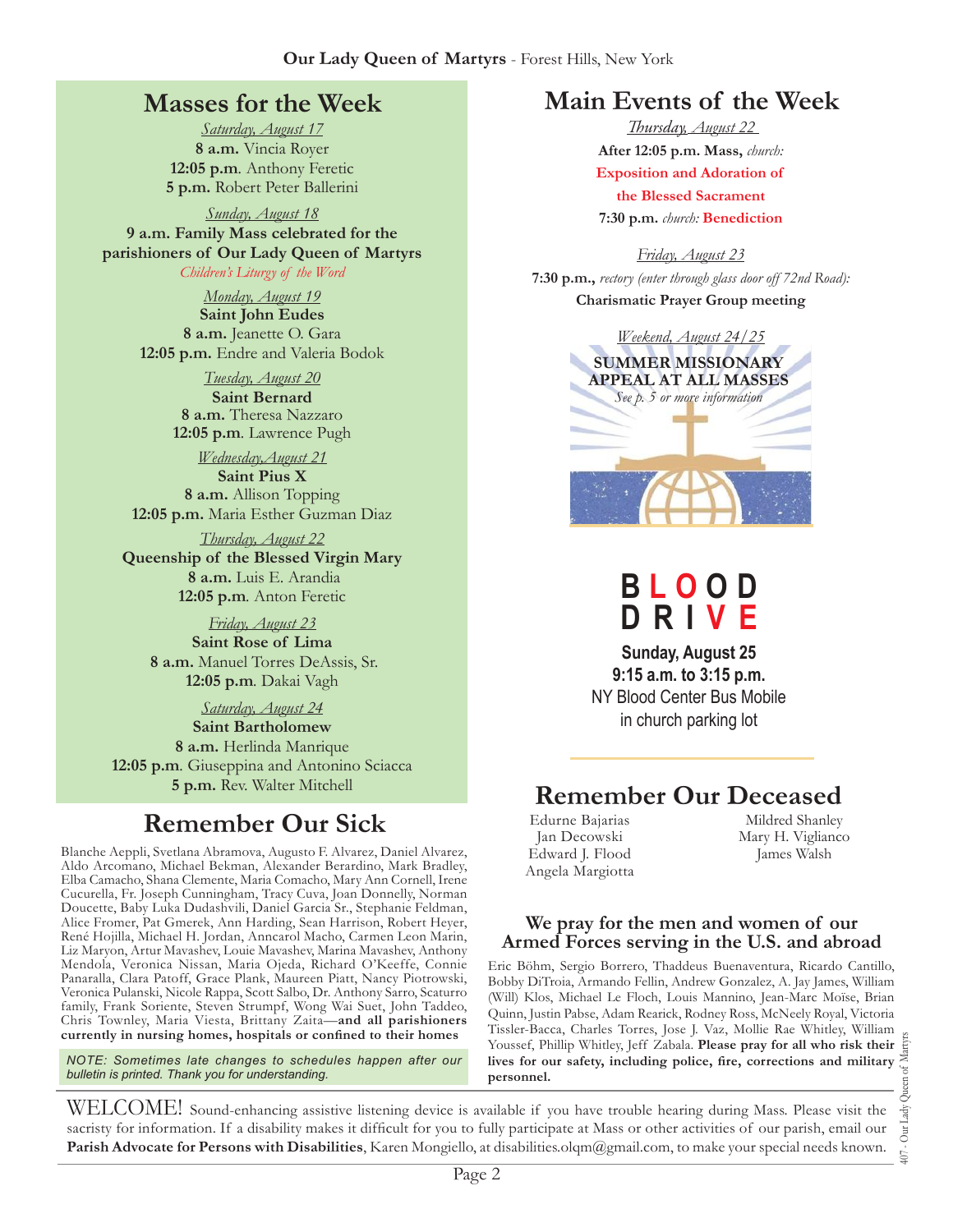## Masses for the Week

*Saturday, August 17*
**8 a.m.** Vincia Royer
**12:05 p.m**. Anthony Feretic
**5 p.m.** Robert Peter Ballerini

*Sunday, August 18*
**9 a.m. Family Mass celebrated for the parishioners of Our Lady Queen of Martyrs**
*Children's Liturgy of the Word*

*Monday, August 19*
**Saint John Eudes**
**8 a.m.** Jeanette O. Gara
**12:05 p.m.** Endre and Valeria Bodok

*Tuesday, August 20*
**Saint Bernard**
**8 a.m.** Theresa Nazzaro
**12:05 p.m**. Lawrence Pugh

*Wednesday,August 21*
**Saint Pius X**
**8 a.m.** Allison Topping
**12:05 p.m.** Maria Esther Guzman Diaz

*Thursday, August 22*
**Queenship of the Blessed Virgin Mary**
**8 a.m.** Luis E. Arandia
**12:05 p.m**. Anton Feretic

*Friday, August 23*
**Saint Rose of Lima**
**8 a.m.** Manuel Torres DeAssis, Sr.
**12:05 p.m**. Dakai Vagh

*Saturday, August 24*
**Saint Bartholomew**
**8 a.m.** Herlinda Manrique
**12:05 p.m**. Giuseppina and Antonino Sciacca
**5 p.m.** Rev. Walter Mitchell

## Remember Our Sick

Blanche Aeppli, Svetlana Abramova, Augusto F. Alvarez, Daniel Alvarez, Aldo Arcomano, Michael Bekman, Alexander Berardino, Mark Bradley, Elba Camacho, Shana Clemente, Maria Comacho, Mary Ann Cornell, Irene Cucurella, Fr. Joseph Cunningham, Tracy Cuva, Joan Donnelly, Norman Doucette, Baby Luka Dudashvili, Daniel Garcia Sr., Stephanie Feldman, Alice Fromer, Pat Gmerek, Ann Harding, Sean Harrison, Robert Heyer, René Hojilla, Michael H. Jordan, Anncarol Macho, Carmen Leon Marin, Liz Maryon, Artur Mavashev, Louie Mavashev, Marina Mavashev, Anthony Mendola, Veronica Nissan, Maria Ojeda, Richard O'Keeffe, Connie Panaralla, Clara Patoff, Grace Plank, Maureen Piatt, Nancy Piotrowski, Veronica Pulanski, Nicole Rappa, Scott Salbo, Dr. Anthony Sarro, Scaturro family, Frank Soriente, Steven Strumpf, Wong Wai Suet, John Taddeo, Chris Townley, Maria Viesta, Brittany Zaita—**and all parishioners currently in nursing homes, hospitals or confined to their homes**

*NOTE: Sometimes late changes to schedules happen after our bulletin is printed. Thank you for understanding.*

## Main Events of the Week

*Thursday, August 22*
**After 12:05 p.m. Mass,** *church:*
**Exposition and Adoration of the Blessed Sacrament**
**7:30 p.m.** *church:* **Benediction**

*Friday, August 23*
**7:30 p.m.,** *rectory (enter through glass door off 72nd Road):*
**Charismatic Prayer Group meeting**

*Weekend, August 24/25*
**SUMMER MISSIONARY APPEAL AT ALL MASSES**
*See p. 5 or more information*

**BLOOD DRIVE**
**Sunday, August 25**
**9:15 a.m. to 3:15 p.m.**
NY Blood Center Bus Mobile
in church parking lot

## Remember Our Deceased

Edurne Bajarias
Jan Decowski
Edward J. Flood
Angela Margiotta
Mildred Shanley
Mary H. Viglianco
James Walsh

### We pray for the men and women of our Armed Forces serving in the U.S. and abroad

Eric Böhm, Sergio Borrero, Thaddeus Buenaventura, Ricardo Cantillo, Bobby DiTroia, Armando Fellin, Andrew Gonzalez, A. Jay James, William (Will) Klos, Michael Le Floch, Louis Mannino, Jean-Marc Moïse, Brian Quinn, Justin Pabse, Adam Rearick, Rodney Ross, McNeely Royal, Victoria Tissler-Bacca, Charles Torres, Jose J. Vaz, Mollie Rae Whitley, William Youssef, Phillip Whitley, Jeff Zabala. **Please pray for all who risk their lives for our safety, including police, fire, corrections and military personnel.**

WELCOME! Sound-enhancing assistive listening device is available if you have trouble hearing during Mass. Please visit the sacristy for information. If a disability makes it difficult for you to fully participate at Mass or other activities of our parish, email our **Parish Advocate for Persons with Disabilities**, Karen Mongiello, at disabilities.olqm@gmail.com, to make your special needs known.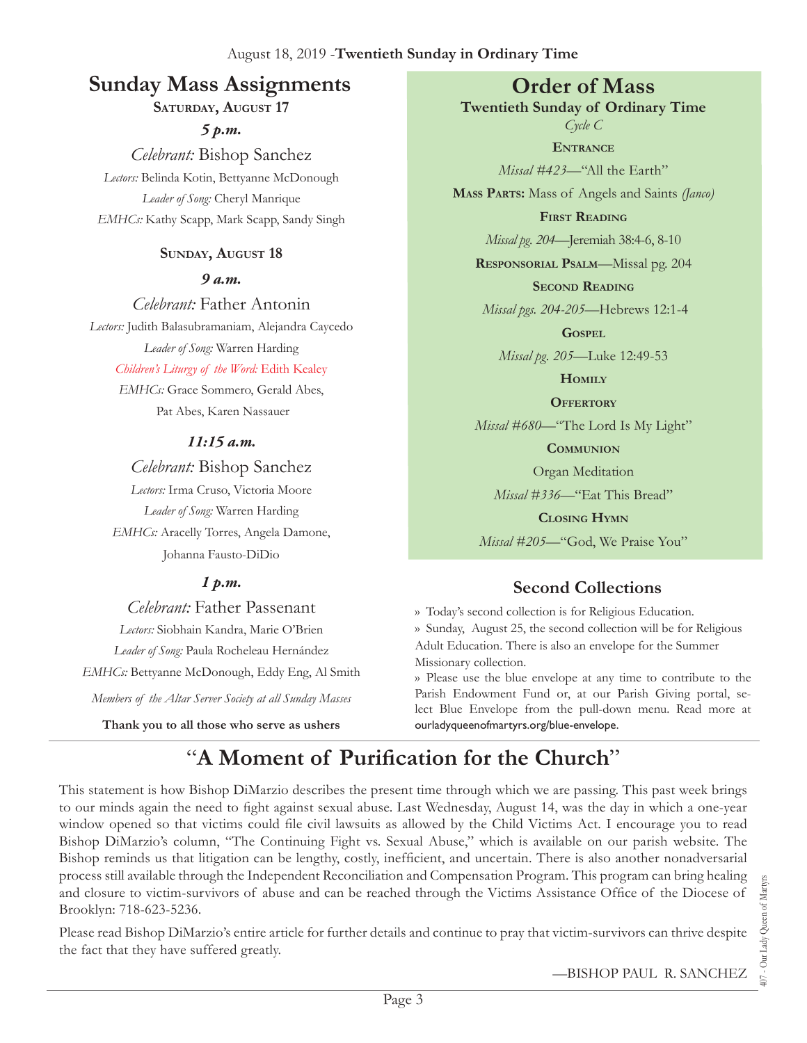August 18, 2019 -**Twentieth Sunday in Ordinary Time**

## Sunday Mass Assignments

**Saturday, August 17**

***5 p.m.***

*Celebrant:* Bishop Sanchez

*Lectors:* Belinda Kotin, Bettyanne McDonough

*Leader of Song:* Cheryl Manrique

*EMHCs:* Kathy Scapp, Mark Scapp, Sandy Singh

**Sunday, August 18**

***9 a.m.***

*Celebrant:* Father Antonin

*Lectors:* Judith Balasubramaniam, Alejandra Caycedo

*Leader of Song:* Warren Harding

*Children's Liturgy of the Word:* Edith Kealey

*EMHCs:* Grace Sommero, Gerald Abes, Pat Abes, Karen Nassauer

***11:15 a.m.***

*Celebrant:* Bishop Sanchez

*Lectors:* Irma Cruso, Victoria Moore

*Leader of Song:* Warren Harding

*EMHCs:* Aracelly Torres, Angela Damone, Johanna Fausto-DiDio

***1 p.m.***

*Celebrant:* Father Passenant

*Lectors:* Siobhain Kandra, Marie O'Brien

*Leader of Song:* Paula Rocheleau Hernández

*EMHCs:* Bettyanne McDonough, Eddy Eng, Al Smith

*Members of the Altar Server Society at all Sunday Masses*

**Thank you to all those who serve as ushers**

## Order of Mass

**Twentieth Sunday of Ordinary Time**

*Cycle C*

**Entrance**

*Missal #423*—"All the Earth"

**Mass Parts:** Mass of Angels and Saints *(Janco)*

**First Reading**

*Missal pg. 204*—Jeremiah 38:4-6, 8-10

**Responsorial Psalm**—Missal pg. 204

**Second Reading**

*Missal pgs. 204-205*—Hebrews 12:1-4

**Gospel**

*Missal pg. 205*—Luke 12:49-53

**Homily**

**Offertory**

*Missal #680*—"The Lord Is My Light"

**Communion**

Organ Meditation

*Missal #336*—"Eat This Bread"

**Closing Hymn**

*Missal #205*—"God, We Praise You"

## Second Collections

» Today's second collection is for Religious Education.

» Sunday, August 25, the second collection will be for Religious Adult Education. There is also an envelope for the Summer Missionary collection.

» Please use the blue envelope at any time to contribute to the Parish Endowment Fund or, at our Parish Giving portal, select Blue Envelope from the pull-down menu. Read more at ourladyqueenofmartyrs.org/blue-envelope.

## "A Moment of Purification for the Church"

This statement is how Bishop DiMarzio describes the present time through which we are passing. This past week brings to our minds again the need to fight against sexual abuse. Last Wednesday, August 14, was the day in which a one-year window opened so that victims could file civil lawsuits as allowed by the Child Victims Act. I encourage you to read Bishop DiMarzio's column, "The Continuing Fight vs. Sexual Abuse," which is available on our parish website. The Bishop reminds us that litigation can be lengthy, costly, inefficient, and uncertain. There is also another nonadversarial process still available through the Independent Reconciliation and Compensation Program. This program can bring healing and closure to victim-survivors of abuse and can be reached through the Victims Assistance Office of the Diocese of Brooklyn: 718-623-5236.

Please read Bishop DiMarzio's entire article for further details and continue to pray that victim-survivors can thrive despite the fact that they have suffered greatly.

—BISHOP PAUL R. SANCHEZ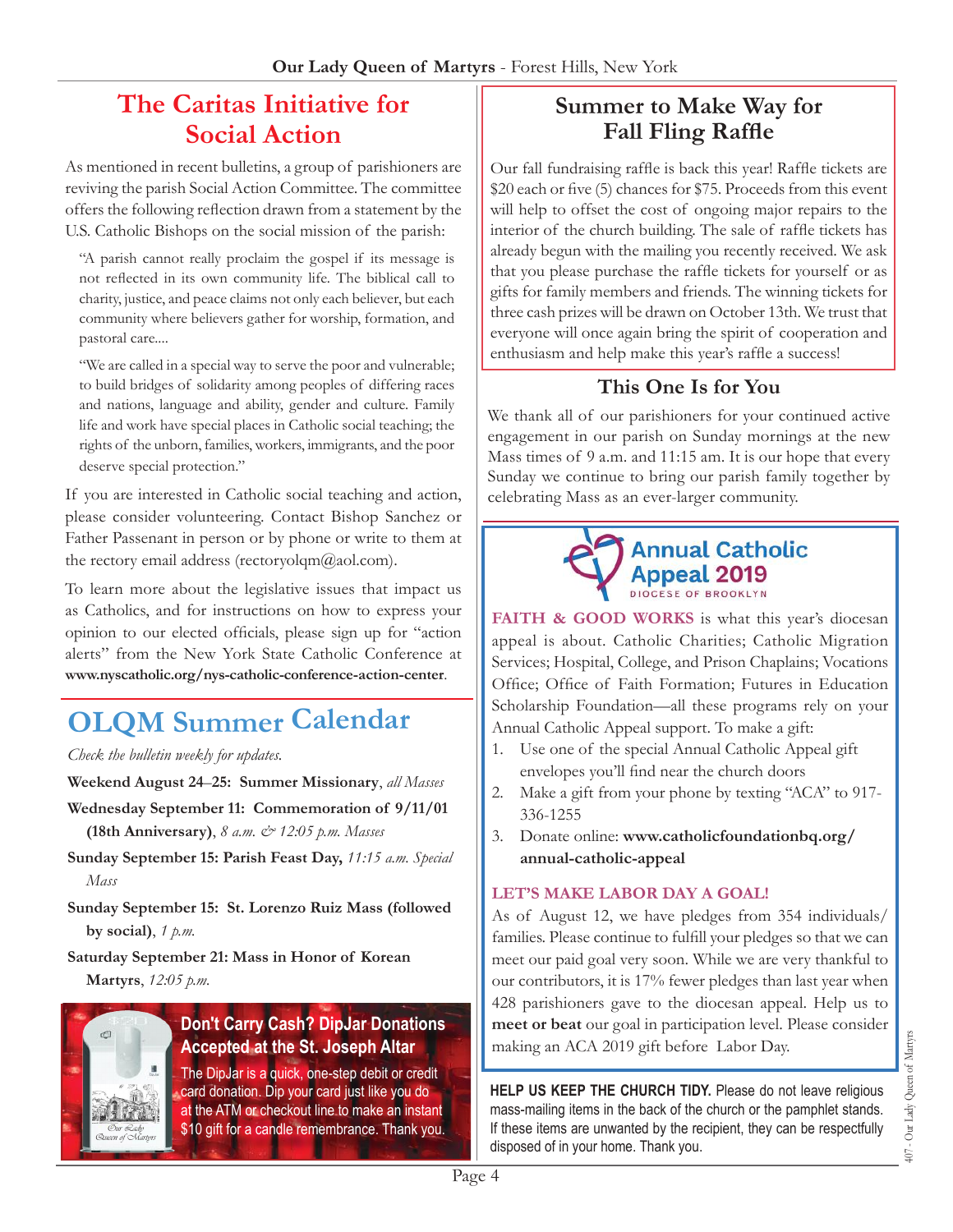## The Caritas Initiative for Social Action

As mentioned in recent bulletins, a group of parishioners are reviving the parish Social Action Committee. The committee offers the following reflection drawn from a statement by the U.S. Catholic Bishops on the social mission of the parish:

> "A parish cannot really proclaim the gospel if its message is not reflected in its own community life. The biblical call to charity, justice, and peace claims not only each believer, but each community where believers gather for worship, formation, and pastoral care....
>
> "We are called in a special way to serve the poor and vulnerable; to build bridges of solidarity among peoples of differing races and nations, language and ability, gender and culture. Family life and work have special places in Catholic social teaching; the rights of the unborn, families, workers, immigrants, and the poor deserve special protection."

If you are interested in Catholic social teaching and action, please consider volunteering. Contact Bishop Sanchez or Father Passenant in person or by phone or write to them at the rectory email address (rectoryolqm@aol.com).

To learn more about the legislative issues that impact us as Catholics, and for instructions on how to express your opinion to our elected officials, please sign up for "action alerts" from the New York State Catholic Conference at **www.nyscatholic.org/nys-catholic-conference-action-center**.

## OLQM Summer Calendar

*Check the bulletin weekly for updates.*

**Weekend August 24–25: Summer Missionary**, *all Masses*

**Wednesday September 11: Commemoration of 9/11/01 (18th Anniversary)**, *8 a.m. & 12:05 p.m. Masses*

**Sunday September 15: Parish Feast Day,** *11:15 a.m. Special Mass*

**Sunday September 15: St. Lorenzo Ruiz Mass (followed by social)**, *1 p.m.*

**Saturday September 21: Mass in Honor of Korean Martyrs**, *12:05 p.m.*

### Don't Carry Cash? DipJar Donations Accepted at the St. Joseph Altar

The DipJar is a quick, one-step debit or credit card donation. Dip your card just like you do at the ATM or checkout line to make an instant $10 gift for a candle remembrance. Thank you.

## Summer to Make Way for Fall Fling Raffle

Our fall fundraising raffle is back this year! Raffle tickets are $20 each or five (5) chances for $75. Proceeds from this event will help to offset the cost of ongoing major repairs to the interior of the church building. The sale of raffle tickets has already begun with the mailing you recently received. We ask that you please purchase the raffle tickets for yourself or as gifts for family members and friends. The winning tickets for three cash prizes will be drawn on October 13th. We trust that everyone will once again bring the spirit of cooperation and enthusiasm and help make this year's raffle a success!

## This One Is for You

We thank all of our parishioners for your continued active engagement in our parish on Sunday mornings at the new Mass times of 9 a.m. and 11:15 am. It is our hope that every Sunday we continue to bring our parish family together by celebrating Mass as an ever-larger community.

## Annual Catholic Appeal 2019

DIOCESE OF BROOKLYN

**FAITH & GOOD WORKS** is what this year's diocesan appeal is about. Catholic Charities; Catholic Migration Services; Hospital, College, and Prison Chaplains; Vocations Office; Office of Faith Formation; Futures in Education Scholarship Foundation—all these programs rely on your Annual Catholic Appeal support. To make a gift:

1. Use one of the special Annual Catholic Appeal gift envelopes you'll find near the church doors
2. Make a gift from your phone by texting "ACA" to 917-336-1255
3. Donate online: **www.catholicfoundationbq.org/annual-catholic-appeal**

**LET'S MAKE LABOR DAY A GOAL!**

As of August 12, we have pledges from 354 individuals/families. Please continue to fulfill your pledges so that we can meet our paid goal very soon. While we are very thankful to our contributors, it is 17% fewer pledges than last year when 428 parishioners gave to the diocesan appeal. Help us to **meet or beat** our goal in participation level. Please consider making an ACA 2019 gift before Labor Day.

**HELP US KEEP THE CHURCH TIDY.** Please do not leave religious mass-mailing items in the back of the church or the pamphlet stands. If these items are unwanted by the recipient, they can be respectfully disposed of in your home. Thank you.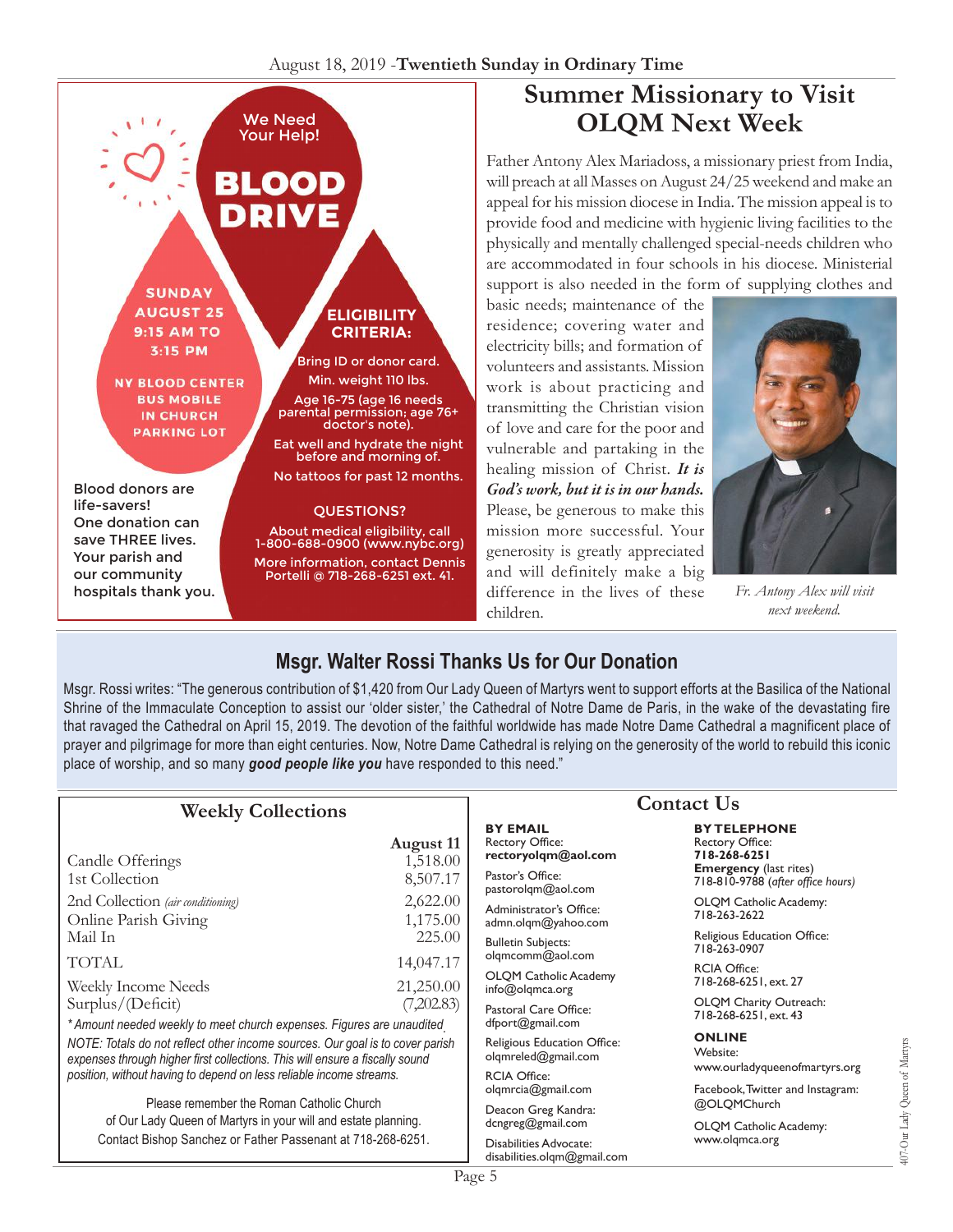# BLOOD DRIVE

We Need Your Help!

**SUNDAY AUGUST 25**
**9:15 AM TO 3:15 PM**

**NY BLOOD CENTER BUS MOBILE IN CHURCH PARKING LOT**

**ELIGIBILITY CRITERIA:**

Bring ID or donor card.

Min. weight 110 lbs.

Age 16-75 (age 16 needs parental permission; age 76+ doctor's note).

Eat well and hydrate the night before and morning of.

No tattoos for past 12 months.

**QUESTIONS?**

About medical eligibility, call 1-800-688-0900 (www.nybc.org)

More information, contact Dennis Portelli @ 718-268-6251 ext. 41.

Blood donors are life-savers! One donation can save THREE lives. Your parish and our community hospitals thank you.

# Summer Missionary to Visit OLQM Next Week

Father Antony Alex Mariadoss, a missionary priest from India, will preach at all Masses on August 24/25 weekend and make an appeal for his mission diocese in India. The mission appeal is to provide food and medicine with hygienic living facilities to the physically and mentally challenged special-needs children who are accommodated in four schools in his diocese. Ministerial support is also needed in the form of supplying clothes and basic needs; maintenance of the residence; covering water and electricity bills; and formation of volunteers and assistants. Mission work is about practicing and transmitting the Christian vision of love and care for the poor and vulnerable and partaking in the healing mission of Christ. ***It is God's work, but it is in our hands.*** Please, be generous to make this mission more successful. Your generosity is greatly appreciated and will definitely make a big difference in the lives of these children.

*Fr. Antony Alex will visit next weekend.*

## Msgr. Walter Rossi Thanks Us for Our Donation

Msgr. Rossi writes: "The generous contribution of $1,420 from Our Lady Queen of Martyrs went to support efforts at the Basilica of the National Shrine of the Immaculate Conception to assist our 'older sister,' the Cathedral of Notre Dame de Paris, in the wake of the devastating fire that ravaged the Cathedral on April 15, 2019. The devotion of the faithful worldwide has made Notre Dame Cathedral a magnificent place of prayer and pilgrimage for more than eight centuries. Now, Notre Dame Cathedral is relying on the generosity of the world to rebuild this iconic place of worship, and so many ***good people like you*** have responded to this need."

## Weekly Collections

| | August 11 |
|---|---|
| Candle Offerings | 1,518.00 |
| 1st Collection | 8,507.17 |
| 2nd Collection *(air conditioning)* | 2,622.00 |
| Online Parish Giving | 1,175.00 |
| Mail In | 225.00 |
| TOTAL | 14,047.17 |
| Weekly Income Needs | 21,250.00 |
| Surplus/(Deficit) | (7,202.83) |

*\*Amount needed weekly to meet church expenses. Figures are unaudited.*

*NOTE: Totals do not reflect other income sources. Our goal is to cover parish expenses through higher first collections. This will ensure a fiscally sound position, without having to depend on less reliable income streams.*

Please remember the Roman Catholic Church of Our Lady Queen of Martyrs in your will and estate planning. Contact Bishop Sanchez or Father Passenant at 718-268-6251.

## Contact Us

**BY EMAIL**

Rectory Office: **rectoryolqm@aol.com**

Pastor's Office: pastorolqm@aol.com

Administrator's Office: admn.olqm@yahoo.com

Bulletin Subjects: olqmcomm@aol.com

OLQM Catholic Academy info@olqmca.org

Pastoral Care Office: dfport@gmail.com

Religious Education Office: olqmreled@gmail.com

RCIA Office: olqmrcia@gmail.com

Deacon Greg Kandra: dcngreg@gmail.com

Disabilities Advocate: disabilities.olqm@gmail.com

**BY TELEPHONE**

Rectory Office: **718-268-6251**

**Emergency** (last rites) 718-810-9788 (*after office hours)*

OLQM Catholic Academy: 718-263-2622

Religious Education Office: 718-263-0907

RCIA Office: 718-268-6251, ext. 27

OLQM Charity Outreach: 718-268-6251, ext. 43

**ONLINE**

Website: www.ourladyqueenofmartyrs.org

Facebook, Twitter and Instagram: @OLQMChurch

OLQM Catholic Academy: www.olqmca.org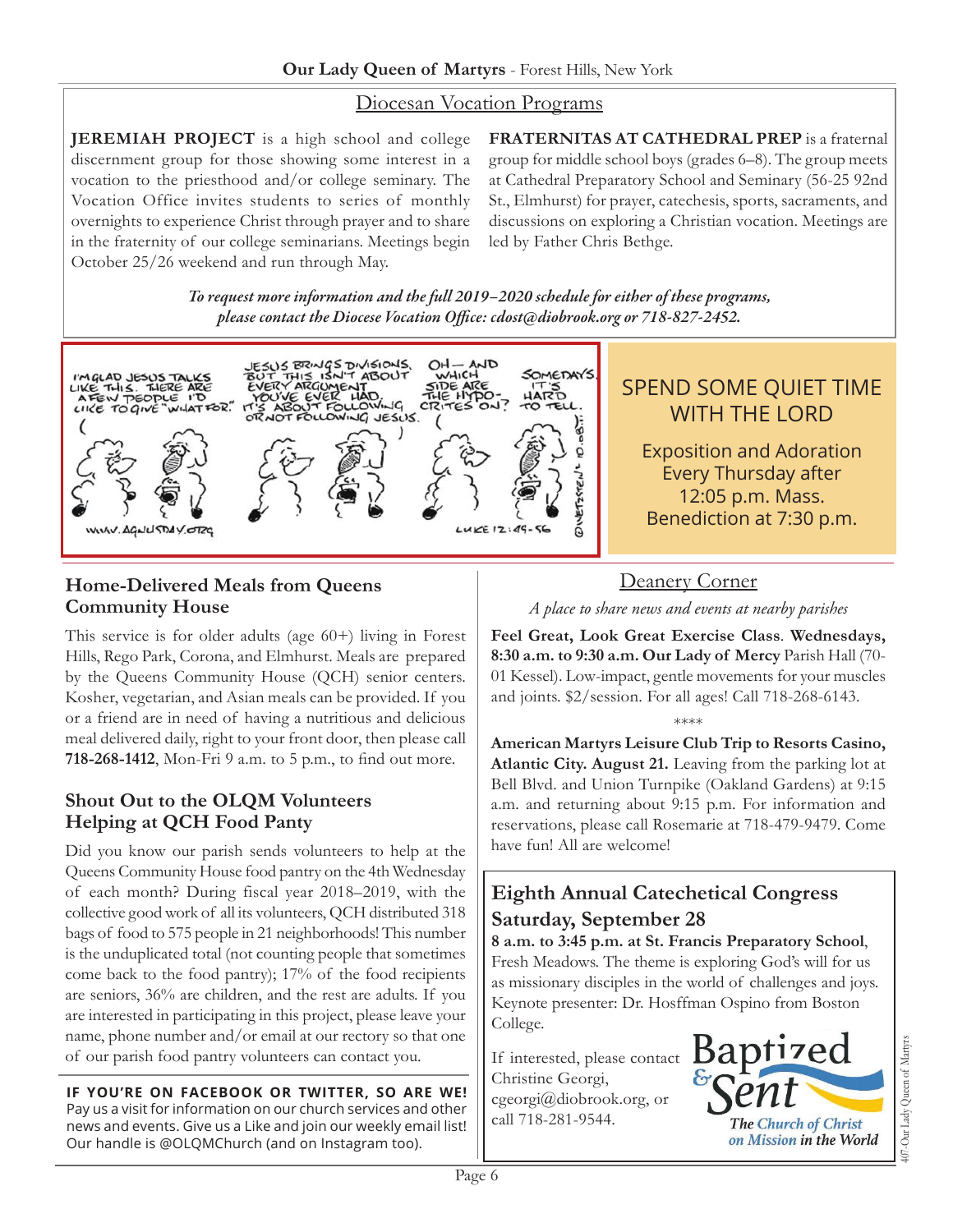## Diocesan Vocation Programs

**JEREMIAH PROJECT** is a high school and college discernment group for those showing some interest in a vocation to the priesthood and/or college seminary. The Vocation Office invites students to series of monthly overnights to experience Christ through prayer and to share in the fraternity of our college seminarians. Meetings begin October 25/26 weekend and run through May.

**FRATERNITAS AT CATHEDRAL PREP** is a fraternal group for middle school boys (grades 6–8). The group meets at Cathedral Preparatory School and Seminary (56-25 92nd St., Elmhurst) for prayer, catechesis, sports, sacraments, and discussions on exploring a Christian vocation. Meetings are led by Father Chris Bethge.

*To request more information and the full 2019–2020 schedule for either of these programs, please contact the Diocese Vocation Office: cdost@diobrook.org or 718-827-2452.*

I'M GLAD JESUS TALKS LIKE THIS. THERE ARE A FEW PEOPLE I'D LIKE TO GIVE "WHAT FOR."

JESUS BRINGS DIVISIONS, BUT THIS ISN'T ABOUT EVERY ARGUMENT YOU'VE EVER HAD. IT'S ABOUT FOLLOWING OR NOT FOLLOWING JESUS.

OH— AND WHICH SIDE ARE THE HYPOCRITES ON?

SOMEDAYS IT'S HARD TO TELL.

WWW.AGNUSDAY.ORG

LUKE 12:49-56

## SPEND SOME QUIET TIME WITH THE LORD

Exposition and Adoration Every Thursday after 12:05 p.m. Mass. Benediction at 7:30 p.m.

### Home-Delivered Meals from Queens Community House

This service is for older adults (age 60+) living in Forest Hills, Rego Park, Corona, and Elmhurst. Meals are prepared by the Queens Community House (QCH) senior centers. Kosher, vegetarian, and Asian meals can be provided. If you or a friend are in need of having a nutritious and delicious meal delivered daily, right to your front door, then please call **718-268-1412**, Mon-Fri 9 a.m. to 5 p.m., to find out more.

### Shout Out to the OLQM Volunteers Helping at QCH Food Panty

Did you know our parish sends volunteers to help at the Queens Community House food pantry on the 4th Wednesday of each month? During fiscal year 2018–2019, with the collective good work of all its volunteers, QCH distributed 318 bags of food to 575 people in 21 neighborhoods! This number is the unduplicated total (not counting people that sometimes come back to the food pantry); 17% of the food recipients are seniors, 36% are children, and the rest are adults. If you are interested in participating in this project, please leave your name, phone number and/or email at our rectory so that one of our parish food pantry volunteers can contact you.

**IF YOU'RE ON FACEBOOK OR TWITTER, SO ARE WE!** Pay us a visit for information on our church services and other news and events. Give us a Like and join our weekly email list! Our handle is @OLQMChurch (and on Instagram too).

## Deanery Corner

*A place to share news and events at nearby parishes*

**Feel Great, Look Great Exercise Class**. **Wednesdays, 8:30 a.m. to 9:30 a.m. Our Lady of Mercy** Parish Hall (70-01 Kessel). Low-impact, gentle movements for your muscles and joints. $2/session. For all ages! Call 718-268-6143.

\*\*\*\*

**American Martyrs Leisure Club Trip to Resorts Casino, Atlantic City. August 21.** Leaving from the parking lot at Bell Blvd. and Union Turnpike (Oakland Gardens) at 9:15 a.m. and returning about 9:15 p.m. For information and reservations, please call Rosemarie at 718-479-9479. Come have fun! All are welcome!

### Eighth Annual Catechetical Congress Saturday, September 28

**8 a.m. to 3:45 p.m. at St. Francis Preparatory School**, Fresh Meadows. The theme is exploring God's will for us as missionary disciples in the world of challenges and joys. Keynote presenter: Dr. Hosffman Ospino from Boston College.

If interested, please contact Christine Georgi, cgeorgi@diobrook.org, or call 718-281-9544.

Baptized & Sent
The Church of Christ on Mission in the World